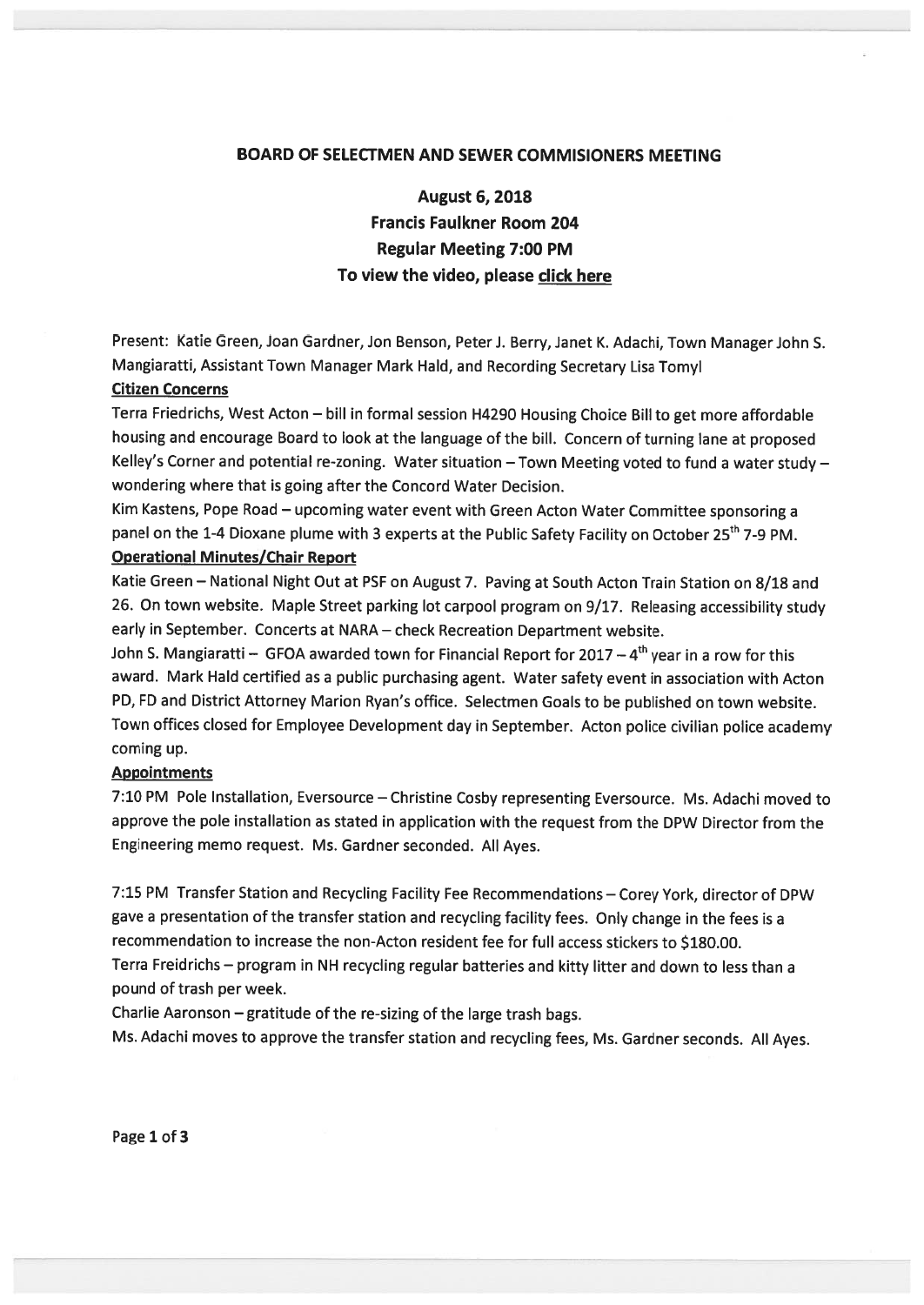## BOARD OF SELECTMEN AND SEWER COMMISIONERS MEETING

### August 6, 2018
### Francis Faulkner Room 204
### Regular Meeting 7:00 PM
### To view the video, please click here

Present: Katie Green, Joan Gardner, Jon Benson, Peter J. Berry, Janet K. Adachi, Town Manager John S. Mangiaratti, Assistant Town Manager Mark Hald, and Recording Secretary Lisa Tomyl

**Citizen Concerns**

Terra Friedrichs, West Acton – bill in formal session H4290 Housing Choice Bill to get more affordable housing and encourage Board to look at the language of the bill. Concern of turning lane at proposed Kelley's Corner and potential re-zoning. Water situation – Town Meeting voted to fund a water study – wondering where that is going after the Concord Water Decision.

Kim Kastens, Pope Road – upcoming water event with Green Acton Water Committee sponsoring a panel on the 1-4 Dioxane plume with 3 experts at the Public Safety Facility on October 25th 7-9 PM.

**Operational Minutes/Chair Report**

Katie Green – National Night Out at PSF on August 7. Paving at South Acton Train Station on 8/18 and 26. On town website. Maple Street parking lot carpool program on 9/17. Releasing accessibility study early in September. Concerts at NARA – check Recreation Department website.

John S. Mangiaratti – GFOA awarded town for Financial Report for 2017 – 4th year in a row for this award. Mark Hald certified as a public purchasing agent. Water safety event in association with Acton PD, FD and District Attorney Marion Ryan's office. Selectmen Goals to be published on town website. Town offices closed for Employee Development day in September. Acton police civilian police academy coming up.

**Appointments**

7:10 PM Pole Installation, Eversource – Christine Cosby representing Eversource. Ms. Adachi moved to approve the pole installation as stated in application with the request from the DPW Director from the Engineering memo request. Ms. Gardner seconded. All Ayes.

7:15 PM Transfer Station and Recycling Facility Fee Recommendations – Corey York, director of DPW gave a presentation of the transfer station and recycling facility fees. Only change in the fees is a recommendation to increase the non-Acton resident fee for full access stickers to $180.00.

Terra Freidrichs – program in NH recycling regular batteries and kitty litter and down to less than a pound of trash per week.

Charlie Aaronson – gratitude of the re-sizing of the large trash bags.

Ms. Adachi moves to approve the transfer station and recycling fees, Ms. Gardner seconds. All Ayes.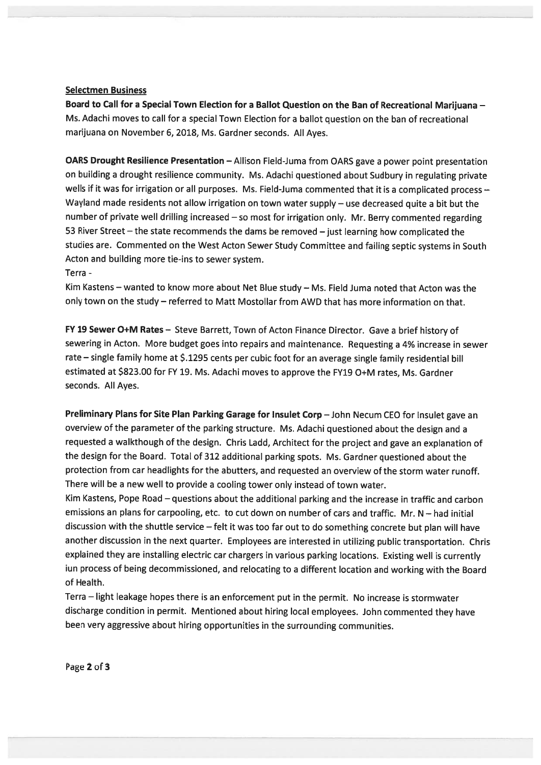## Selectmen Business

**Board to Call for a Special Town Election for a Ballot Question on the Ban of Recreational Marijuana** – Ms. Adachi moves to call for a special Town Election for a ballot question on the ban of recreational marijuana on November 6, 2018, Ms. Gardner seconds. All Ayes.

**OARS Drought Resilience Presentation** – Allison Field-Juma from OARS gave a power point presentation on building a drought resilience community. Ms. Adachi questioned about Sudbury in regulating private wells if it was for irrigation or all purposes. Ms. Field-Juma commented that it is a complicated process – Wayland made residents not allow irrigation on town water supply – use decreased quite a bit but the number of private well drilling increased – so most for irrigation only. Mr. Berry commented regarding 53 River Street – the state recommends the dams be removed – just learning how complicated the studies are. Commented on the West Acton Sewer Study Committee and failing septic systems in South Acton and building more tie-ins to sewer system.

Terra -

Kim Kastens – wanted to know more about Net Blue study – Ms. Field Juma noted that Acton was the only town on the study – referred to Matt Mostollar from AWD that has more information on that.

**FY 19 Sewer O+M Rates** – Steve Barrett, Town of Acton Finance Director. Gave a brief history of sewering in Acton. More budget goes into repairs and maintenance. Requesting a 4% increase in sewer rate – single family home at $.1295 cents per cubic foot for an average single family residential bill estimated at $823.00 for FY 19. Ms. Adachi moves to approve the FY19 O+M rates, Ms. Gardner seconds. All Ayes.

**Preliminary Plans for Site Plan Parking Garage for Insulet Corp** – John Necum CEO for Insulet gave an overview of the parameter of the parking structure. Ms. Adachi questioned about the design and a requested a walkthough of the design. Chris Ladd, Architect for the project and gave an explanation of the design for the Board. Total of 312 additional parking spots. Ms. Gardner questioned about the protection from car headlights for the abutters, and requested an overview of the storm water runoff. There will be a new well to provide a cooling tower only instead of town water.

Kim Kastens, Pope Road – questions about the additional parking and the increase in traffic and carbon emissions an plans for carpooling, etc. to cut down on number of cars and traffic. Mr. N – had initial discussion with the shuttle service – felt it was too far out to do something concrete but plan will have another discussion in the next quarter. Employees are interested in utilizing public transportation. Chris explained they are installing electric car chargers in various parking locations. Existing well is currently iun process of being decommissioned, and relocating to a different location and working with the Board of Health.

Terra – light leakage hopes there is an enforcement put in the permit. No increase is stormwater discharge condition in permit. Mentioned about hiring local employees. John commented they have been very aggressive about hiring opportunities in the surrounding communities.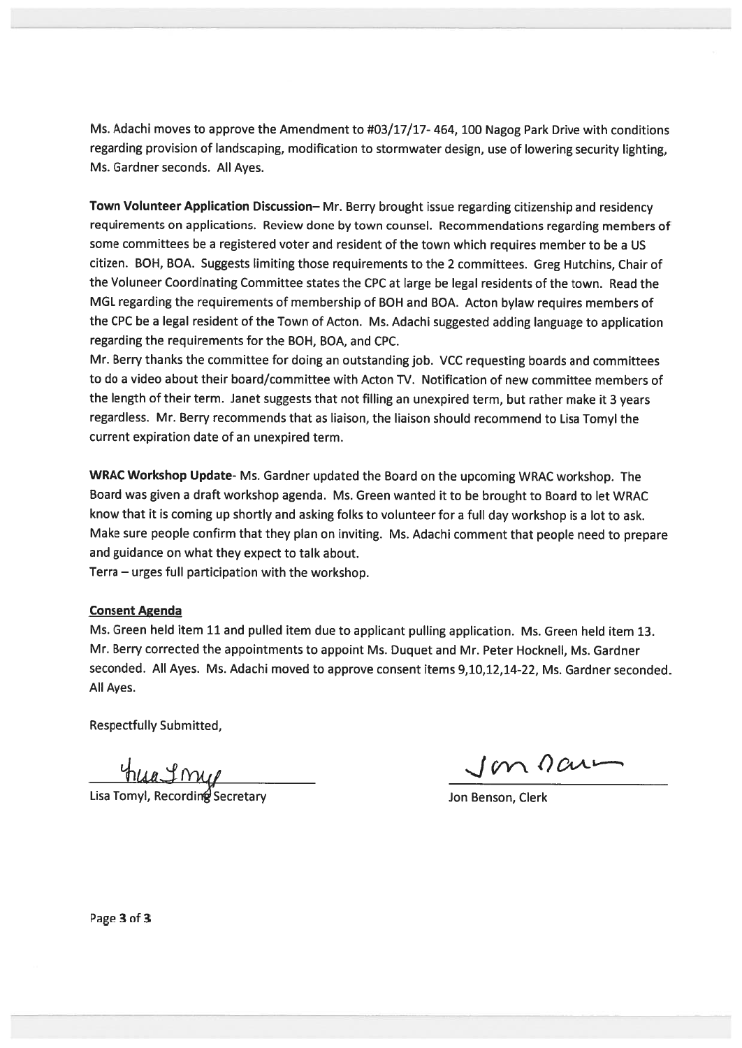Ms. Adachi moves to approve the Amendment to #03/17/17- 464, 100 Nagog Park Drive with conditions regarding provision of landscaping, modification to stormwater design, use of lowering security lighting, Ms. Gardner seconds. All Ayes.

**Town Volunteer Application Discussion**– Mr. Berry brought issue regarding citizenship and residency requirements on applications. Review done by town counsel. Recommendations regarding members of some committees be a registered voter and resident of the town which requires member to be a US citizen. BOH, BOA. Suggests limiting those requirements to the 2 committees. Greg Hutchins, Chair of the Voluneer Coordinating Committee states the CPC at large be legal residents of the town. Read the MGL regarding the requirements of membership of BOH and BOA. Acton bylaw requires members of the CPC be a legal resident of the Town of Acton. Ms. Adachi suggested adding language to application regarding the requirements for the BOH, BOA, and CPC.

Mr. Berry thanks the committee for doing an outstanding job. VCC requesting boards and committees to do a video about their board/committee with Acton TV. Notification of new committee members of the length of their term. Janet suggests that not filling an unexpired term, but rather make it 3 years regardless. Mr. Berry recommends that as liaison, the liaison should recommend to Lisa Tomyl the current expiration date of an unexpired term.

**WRAC Workshop Update**- Ms. Gardner updated the Board on the upcoming WRAC workshop. The Board was given a draft workshop agenda. Ms. Green wanted it to be brought to Board to let WRAC know that it is coming up shortly and asking folks to volunteer for a full day workshop is a lot to ask. Make sure people confirm that they plan on inviting. Ms. Adachi comment that people need to prepare and guidance on what they expect to talk about.

Terra – urges full participation with the workshop.

**Consent Agenda**

Ms. Green held item 11 and pulled item due to applicant pulling application. Ms. Green held item 13. Mr. Berry corrected the appointments to appoint Ms. Duquet and Mr. Peter Hocknell, Ms. Gardner seconded. All Ayes. Ms. Adachi moved to approve consent items 9,10,12,14-22, Ms. Gardner seconded. All Ayes.

Respectfully Submitted,

Lisa Tomyl, Recording Secretary

Jon Benson, Clerk